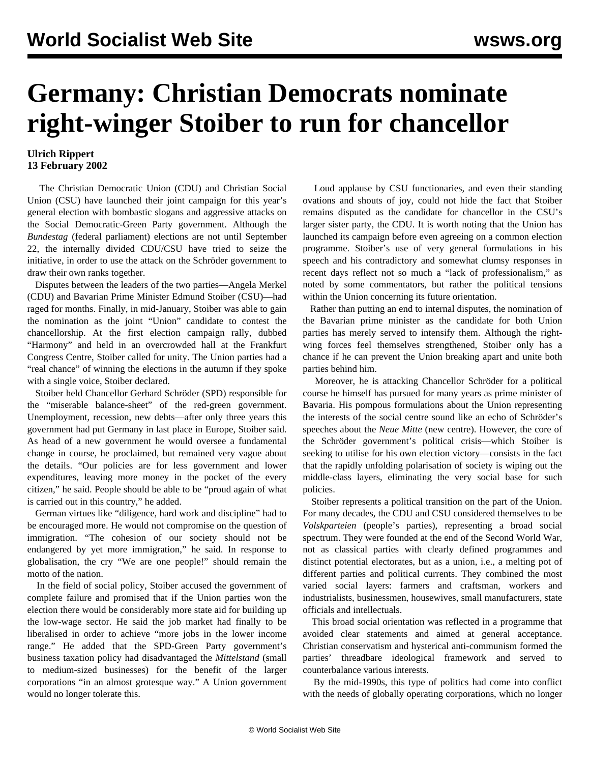# Germany: Christian Democrats nominate right-winger Stoiber to run for chancellor

**Ulrich Rippert**
**13 February 2002**

The Christian Democratic Union (CDU) and Christian Social Union (CSU) have launched their joint campaign for this year's general election with bombastic slogans and aggressive attacks on the Social Democratic-Green Party government. Although the *Bundestag* (federal parliament) elections are not until September 22, the internally divided CDU/CSU have tried to seize the initiative, in order to use the attack on the Schröder government to draw their own ranks together.

Disputes between the leaders of the two parties—Angela Merkel (CDU) and Bavarian Prime Minister Edmund Stoiber (CSU)—had raged for months. Finally, in mid-January, Stoiber was able to gain the nomination as the joint "Union" candidate to contest the chancellorship. At the first election campaign rally, dubbed "Harmony" and held in an overcrowded hall at the Frankfurt Congress Centre, Stoiber called for unity. The Union parties had a "real chance" of winning the elections in the autumn if they spoke with a single voice, Stoiber declared.

Stoiber held Chancellor Gerhard Schröder (SPD) responsible for the "miserable balance-sheet" of the red-green government. Unemployment, recession, new debts—after only three years this government had put Germany in last place in Europe, Stoiber said. As head of a new government he would oversee a fundamental change in course, he proclaimed, but remained very vague about the details. "Our policies are for less government and lower expenditures, leaving more money in the pocket of the every citizen," he said. People should be able to be "proud again of what is carried out in this country," he added.

German virtues like "diligence, hard work and discipline" had to be encouraged more. He would not compromise on the question of immigration. "The cohesion of our society should not be endangered by yet more immigration," he said. In response to globalisation, the cry "We are one people!" should remain the motto of the nation.

In the field of social policy, Stoiber accused the government of complete failure and promised that if the Union parties won the election there would be considerably more state aid for building up the low-wage sector. He said the job market had finally to be liberalised in order to achieve "more jobs in the lower income range." He added that the SPD-Green Party government's business taxation policy had disadvantaged the *Mittelstand* (small to medium-sized businesses) for the benefit of the larger corporations "in an almost grotesque way." A Union government would no longer tolerate this.

Loud applause by CSU functionaries, and even their standing ovations and shouts of joy, could not hide the fact that Stoiber remains disputed as the candidate for chancellor in the CSU's larger sister party, the CDU. It is worth noting that the Union has launched its campaign before even agreeing on a common election programme. Stoiber's use of very general formulations in his speech and his contradictory and somewhat clumsy responses in recent days reflect not so much a "lack of professionalism," as noted by some commentators, but rather the political tensions within the Union concerning its future orientation.

Rather than putting an end to internal disputes, the nomination of the Bavarian prime minister as the candidate for both Union parties has merely served to intensify them. Although the right-wing forces feel themselves strengthened, Stoiber only has a chance if he can prevent the Union breaking apart and unite both parties behind him.

Moreover, he is attacking Chancellor Schröder for a political course he himself has pursued for many years as prime minister of Bavaria. His pompous formulations about the Union representing the interests of the social centre sound like an echo of Schröder's speeches about the *Neue Mitte* (new centre). However, the core of the Schröder government's political crisis—which Stoiber is seeking to utilise for his own election victory—consists in the fact that the rapidly unfolding polarisation of society is wiping out the middle-class layers, eliminating the very social base for such policies.

Stoiber represents a political transition on the part of the Union. For many decades, the CDU and CSU considered themselves to be *Volksparteien* (people's parties), representing a broad social spectrum. They were founded at the end of the Second World War, not as classical parties with clearly defined programmes and distinct potential electorates, but as a union, i.e., a melting pot of different parties and political currents. They combined the most varied social layers: farmers and craftsman, workers and industrialists, businessmen, housewives, small manufacturers, state officials and intellectuals.

This broad social orientation was reflected in a programme that avoided clear statements and aimed at general acceptance. Christian conservatism and hysterical anti-communism formed the parties' threadbare ideological framework and served to counterbalance various interests.

By the mid-1990s, this type of politics had come into conflict with the needs of globally operating corporations, which no longer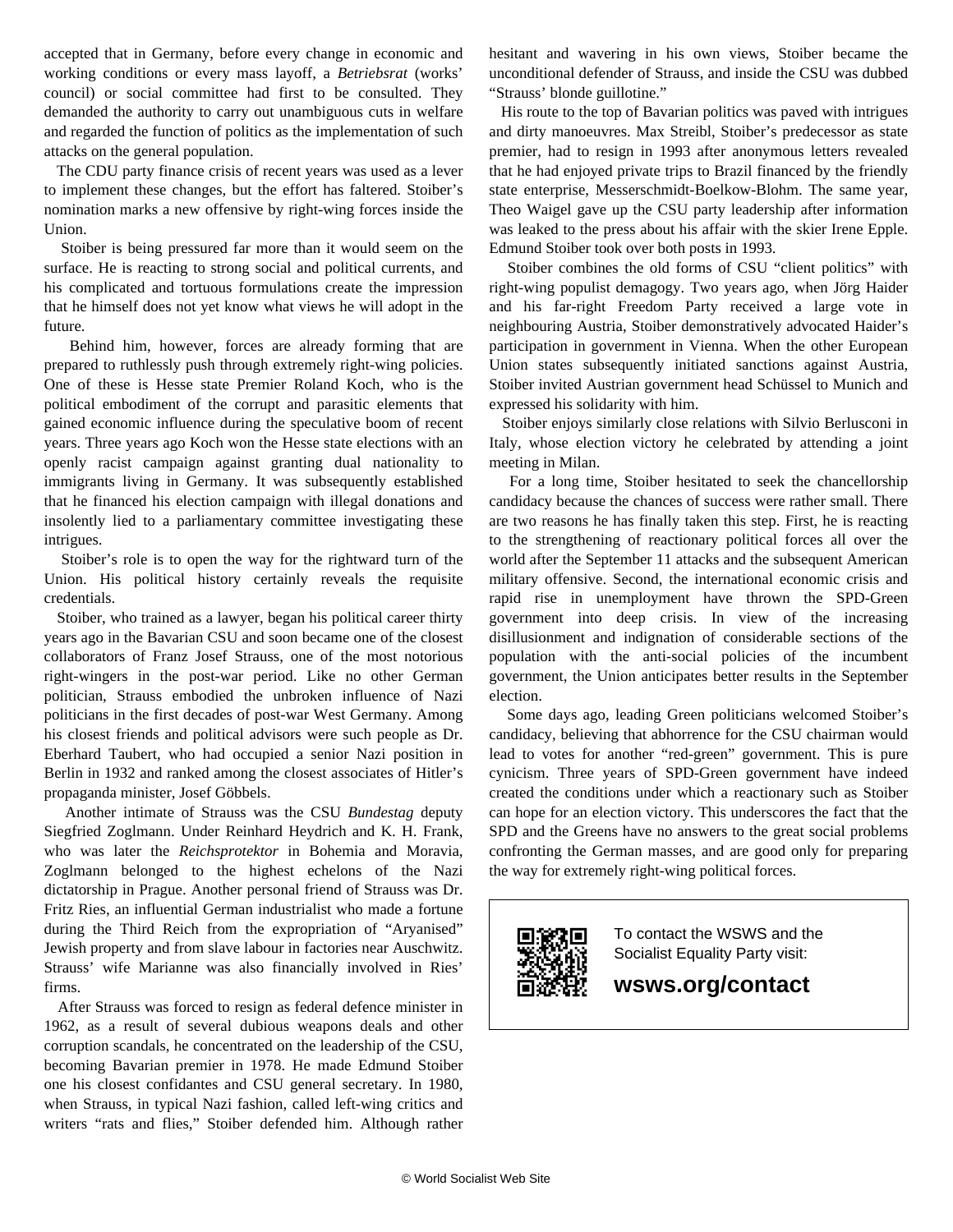accepted that in Germany, before every change in economic and working conditions or every mass layoff, a *Betriebsrat* (works' council) or social committee had first to be consulted. They demanded the authority to carry out unambiguous cuts in welfare and regarded the function of politics as the implementation of such attacks on the general population.

The CDU party finance crisis of recent years was used as a lever to implement these changes, but the effort has faltered. Stoiber's nomination marks a new offensive by right-wing forces inside the Union.

Stoiber is being pressured far more than it would seem on the surface. He is reacting to strong social and political currents, and his complicated and tortuous formulations create the impression that he himself does not yet know what views he will adopt in the future.

Behind him, however, forces are already forming that are prepared to ruthlessly push through extremely right-wing policies. One of these is Hesse state Premier Roland Koch, who is the political embodiment of the corrupt and parasitic elements that gained economic influence during the speculative boom of recent years. Three years ago Koch won the Hesse state elections with an openly racist campaign against granting dual nationality to immigrants living in Germany. It was subsequently established that he financed his election campaign with illegal donations and insolently lied to a parliamentary committee investigating these intrigues.

Stoiber's role is to open the way for the rightward turn of the Union. His political history certainly reveals the requisite credentials.

Stoiber, who trained as a lawyer, began his political career thirty years ago in the Bavarian CSU and soon became one of the closest collaborators of Franz Josef Strauss, one of the most notorious right-wingers in the post-war period. Like no other German politician, Strauss embodied the unbroken influence of Nazi politicians in the first decades of post-war West Germany. Among his closest friends and political advisors were such people as Dr. Eberhard Taubert, who had occupied a senior Nazi position in Berlin in 1932 and ranked among the closest associates of Hitler's propaganda minister, Josef Göbbels.

Another intimate of Strauss was the CSU *Bundestag* deputy Siegfried Zoglmann. Under Reinhard Heydrich and K. H. Frank, who was later the *Reichsprotektor* in Bohemia and Moravia, Zoglmann belonged to the highest echelons of the Nazi dictatorship in Prague. Another personal friend of Strauss was Dr. Fritz Ries, an influential German industrialist who made a fortune during the Third Reich from the expropriation of "Aryanised" Jewish property and from slave labour in factories near Auschwitz. Strauss' wife Marianne was also financially involved in Ries' firms.

After Strauss was forced to resign as federal defence minister in 1962, as a result of several dubious weapons deals and other corruption scandals, he concentrated on the leadership of the CSU, becoming Bavarian premier in 1978. He made Edmund Stoiber one his closest confidantes and CSU general secretary. In 1980, when Strauss, in typical Nazi fashion, called left-wing critics and writers "rats and flies," Stoiber defended him. Although rather hesitant and wavering in his own views, Stoiber became the unconditional defender of Strauss, and inside the CSU was dubbed "Strauss' blonde guillotine."

His route to the top of Bavarian politics was paved with intrigues and dirty manoeuvres. Max Streibl, Stoiber's predecessor as state premier, had to resign in 1993 after anonymous letters revealed that he had enjoyed private trips to Brazil financed by the friendly state enterprise, Messerschmidt-Boelkow-Blohm. The same year, Theo Waigel gave up the CSU party leadership after information was leaked to the press about his affair with the skier Irene Epple. Edmund Stoiber took over both posts in 1993.

Stoiber combines the old forms of CSU "client politics" with right-wing populist demagogy. Two years ago, when Jörg Haider and his far-right Freedom Party received a large vote in neighbouring Austria, Stoiber demonstratively advocated Haider's participation in government in Vienna. When the other European Union states subsequently initiated sanctions against Austria, Stoiber invited Austrian government head Schüssel to Munich and expressed his solidarity with him.

Stoiber enjoys similarly close relations with Silvio Berlusconi in Italy, whose election victory he celebrated by attending a joint meeting in Milan.

For a long time, Stoiber hesitated to seek the chancellorship candidacy because the chances of success were rather small. There are two reasons he has finally taken this step. First, he is reacting to the strengthening of reactionary political forces all over the world after the September 11 attacks and the subsequent American military offensive. Second, the international economic crisis and rapid rise in unemployment have thrown the SPD-Green government into deep crisis. In view of the increasing disillusionment and indignation of considerable sections of the population with the anti-social policies of the incumbent government, the Union anticipates better results in the September election.

Some days ago, leading Green politicians welcomed Stoiber's candidacy, believing that abhorrence for the CSU chairman would lead to votes for another "red-green" government. This is pure cynicism. Three years of SPD-Green government have indeed created the conditions under which a reactionary such as Stoiber can hope for an election victory. This underscores the fact that the SPD and the Greens have no answers to the great social problems confronting the German masses, and are good only for preparing the way for extremely right-wing political forces.

To contact the WSWS and the Socialist Equality Party visit:

**wsws.org/contact**